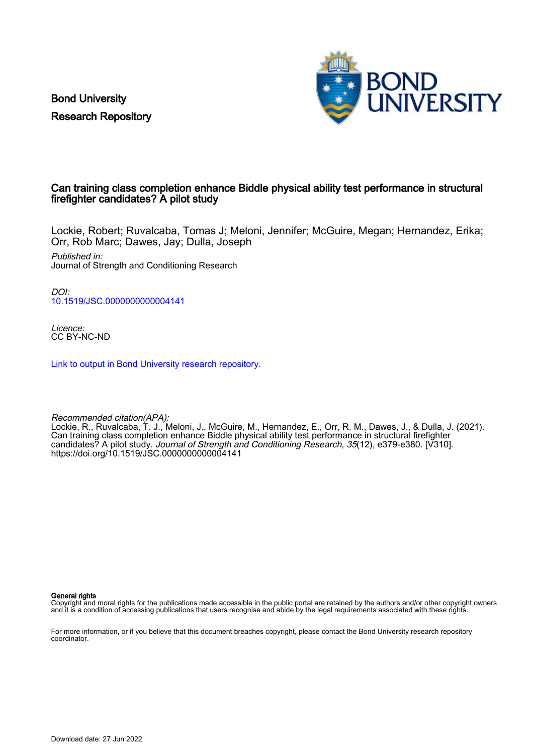Bond University
Research Repository

# Can training class completion enhance Biddle physical ability test performance in structural firefighter candidates? A pilot study

Lockie, Robert; Ruvalcaba, Tomas J; Meloni, Jennifer; McGuire, Megan; Hernandez, Erika; Orr, Rob Marc; Dawes, Jay; Dulla, Joseph

*Published in:*
Journal of Strength and Conditioning Research

*DOI:*
10.1519/JSC.0000000000004141

*Licence:*
CC BY-NC-ND

Link to output in Bond University research repository.

*Recommended citation(APA):*
Lockie, R., Ruvalcaba, T. J., Meloni, J., McGuire, M., Hernandez, E., Orr, R. M., Dawes, J., & Dulla, J. (2021). Can training class completion enhance Biddle physical ability test performance in structural firefighter candidates? A pilot study. *Journal of Strength and Conditioning Research*, *35*(12), e379-e380. [V310]. https://doi.org/10.1519/JSC.0000000000004141

**General rights**
Copyright and moral rights for the publications made accessible in the public portal are retained by the authors and/or other copyright owners and it is a condition of accessing publications that users recognise and abide by the legal requirements associated with these rights.

For more information, or if you believe that this document breaches copyright, please contact the Bond University research repository coordinator.

Download date: 27 Jun 2022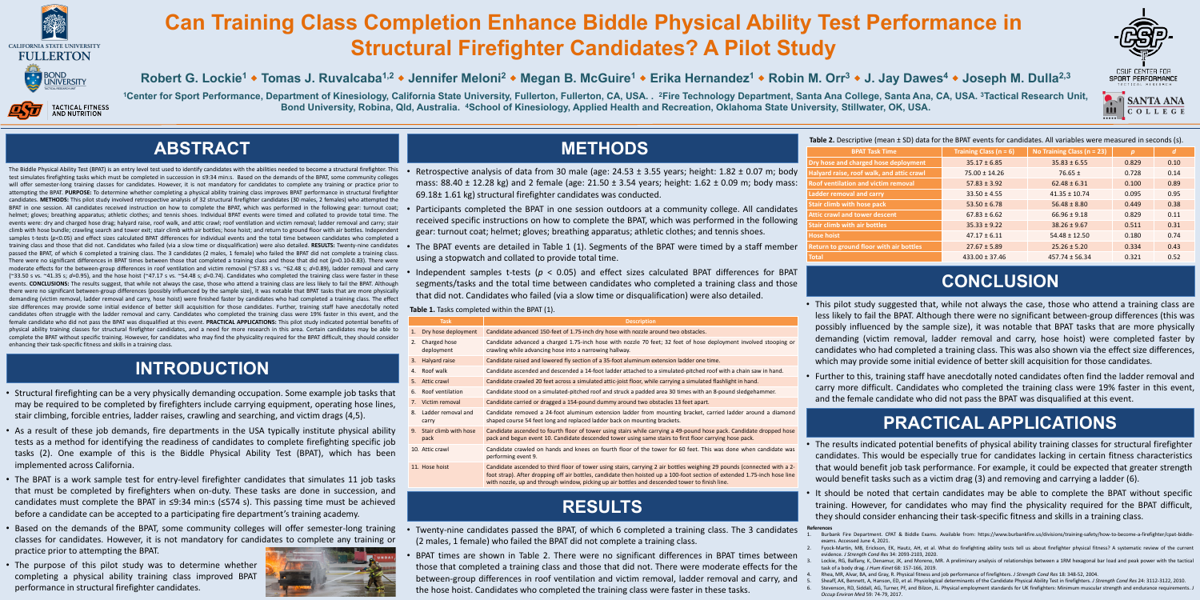# Can Training Class Completion Enhance Biddle Physical Ability Test Performance in Structural Firefighter Candidates? A Pilot Study

**Robert G. Lockie[1] ◆ Tomas J. Ruvalcaba[1,2] ◆ Jennifer Meloni[2] ◆ Megan B. McGuire[1] ◆ Erika Hernandez[1] ◆ Robin M. Orr[3] ◆ J. Jay Dawes[4] ◆ Joseph M. Dulla[2,3]**

[1]Center for Sport Performance, Department of Kinesiology, California State University, Fullerton, Fullerton, CA, USA. . [2]Fire Technology Department, Santa Ana College, Santa Ana, CA, USA. [3]Tactical Research Unit, Bond University, Robina, Qld, Australia. [4]School of Kinesiology, Applied Health and Recreation, Oklahoma State University, Stillwater, OK, USA.

## ABSTRACT

The Biddle Physical Ability Test (BPAT) is an entry level test used to identify candidates with the abilities needed to become a structural firefighter. This test simulates firefighting tasks which must be completed in succession in ≤9:34 min:s. Based on the demands of the BPAT, some community colleges will offer semester-long training classes for candidates. However, it is not mandatory for candidates to complete any training or practice prior to attempting the BPAT. **PURPOSE:** To determine whether completing a physical ability training class improves BPAT performance in structural firefighter candidates. **METHODS:** This pilot study involved retrospective analysis of 32 structural firefighter candidates (30 males, 2 females) who attempted the BPAT in one session. All candidates received instruction on how to complete the BPAT, which was performed in the following gear: turnout coat; helmet; gloves; breathing apparatus; athletic clothes; and tennis shoes. Individual BPAT events were timed and collated to provide total time. The events were: dry and charged hose drag; halyard raise, roof walk, and attic crawl; roof ventilation and victim removal; ladder removal and carry; stair climb with hose bundle; crawling search and tower exit; stair climb with air bottles; hose hoist; and return to ground floor with air bottles. Independent samples t-tests ($p<0.05$) and effect sizes calculated BPAT differences for individual events and the total time between candidates who completed a training class and those that did not. Candidates who failed (via a slow time or disqualification) were also detailed. **RESULTS:** Twenty-nine candidates passed the BPAT, of which 6 completed a training class. The 3 candidates (2 males, 1 female) who failed the BPAT did not complete a training class. There were no significant differences in BPAT times between those that completed a training class and those that did not ($p$=0.10-0.83). There were moderate effects for the between-group differences in roof ventilation and victim removal (~57.83 s vs. ~62.48 s; $d$=0.89), ladder removal and carry (~33.50 s vs. ~41.35 s; $d$=0.95), and the hose hoist (~47.17 s vs. ~54.48 s; $d$=0.74). Candidates who completed the training class were faster in these events. **CONCLUSIONS:** The results suggest, that while not always the case, those who attend a training class are less likely to fail the BPAT. Although there were no significant between-group differences (possibly influenced by the sample size), it was notable that BPAT tasks that are more physically demanding (victim removal, ladder removal and carry, hose hoist) were finished faster by candidates who had completed a training class. The effect size differences may provide some initial evidence of better skill acquisition for those candidates. Further, training staff have anecdotally noted candidates often struggle with the ladder removal and carry. Candidates who completed the training class were 19% faster in this event, and the female candidate who did not pass the BPAT was disqualified at this event. **PRACTICAL APPLICATIONS:** This pilot study indicated potential benefits of physical ability training classes for structural firefighter candidates, and a need for more research in this area. Certain candidates may be able to complete the BPAT without specific training. However, for candidates who may find the physicality required for the BPAT difficult, they should consider enhancing their task-specific fitness and skills in a training class.

## INTRODUCTION

- Structural firefighting can be a very physically demanding occupation. Some example job tasks that may be required to be completed by firefighters include carrying equipment, operating hose lines, stair climbing, forcible entries, ladder raises, crawling and searching, and victim drags (4,5).
- As a result of these job demands, fire departments in the USA typically institute physical ability tests as a method for identifying the readiness of candidates to complete firefighting specific job tasks (2). One example of this is the Biddle Physical Ability Test (BPAT), which has been implemented across California.
- The BPAT is a work sample test for entry-level firefighter candidates that simulates 11 job tasks that must be completed by firefighters when on-duty. These tasks are done in succession, and candidates must complete the BPAT in ≤9:34 min:s (≤574 s). This passing time must be achieved before a candidate can be accepted to a participating fire department's training academy.
- Based on the demands of the BPAT, some community colleges will offer semester-long training classes for candidates. However, it is not mandatory for candidates to complete any training or practice prior to attempting the BPAT.
- The purpose of this pilot study was to determine whether completing a physical ability training class improved BPAT performance in structural firefighter candidates.

## METHODS

- Retrospective analysis of data from 30 male (age: 24.53 ± 3.55 years; height: 1.82 ± 0.07 m; body mass: 88.40 ± 12.28 kg) and 2 female (age: 21.50 ± 3.54 years; height: 1.62 ± 0.09 m; body mass: 69.18± 1.61 kg) structural firefighter candidates was conducted.
- Participants completed the BPAT in one session outdoors at a community college. All candidates received specific instructions on how to complete the BPAT, which was performed in the following gear: turnout coat; helmet; gloves; breathing apparatus; athletic clothes; and tennis shoes.
- The BPAT events are detailed in Table 1 (1). Segments of the BPAT were timed by a staff member using a stopwatch and collated to provide total time.
- Independent samples t-tests ($p < 0.05$) and effect sizes calculated BPAT differences for BPAT segments/tasks and the total time between candidates who completed a training class and those that did not. Candidates who failed (via a slow time or disqualification) were also detailed.

**Table 1.** Tasks completed within the BPAT (1).

| Task | Description |
| --- | --- |
| 1. Dry hose deployment | Candidate advanced 150-feet of 1.75-inch dry hose with nozzle around two obstacles. |
| 2. Charged hose deployment | Candidate advanced a charged 1.75-inch hose with nozzle 70 feet; 32 feet of hose deployment involved stooping or crawling while advancing hose into a narrowing hallway. |
| 3. Halyard raise | Candidate raised and lowered fly section of a 35-foot aluminum extension ladder one time. |
| 4. Roof walk | Candidate ascended and descended a 14-foot ladder attached to a simulated-pitched roof with a chain saw in hand. |
| 5. Attic crawl | Candidate crawled 20 feet across a simulated attic-joist floor, while carrying a simulated flashlight in hand. |
| 6. Roof ventilation | Candidate stood on a simulated-pitched roof and struck a padded area 30 times with an 8-pound sledgehammer. |
| 7. Victim removal | Candidate carried or dragged a 154-pound dummy around two obstacles 13 feet apart. |
| 8. Ladder removal and carry | Candidate removed a 24-foot aluminum extension ladder from mounting bracket, carried ladder around a diamond shaped course 54 feet long and replaced ladder back on mounting brackets. |
| 9. Stair climb with hose pack | Candidate ascended to fourth floor of tower using stairs while carrying a 49-pound hose pack. Candidate dropped hose pack and begun event 10. Candidate descended tower using same stairs to first floor carrying hose pack. |
| 10. Attic crawl | Candidate crawled on hands and knees on fourth floor of the tower for 60 feet. This was done when candidate was performing event 9. |
| 11. Hose hoist | Candidate ascended to third floor of tower using stairs, carrying 2 air bottles weighing 29 pounds (connected with a 2-foot strap). After dropping off air bottles, candidate then hoisted up a 100-foot section of extended 1.75-inch hose line with nozzle, up and through window, picking up air bottles and descended tower to finish line. |

## RESULTS

- Twenty-nine candidates passed the BPAT, of which 6 completed a training class. The 3 candidates (2 males, 1 female) who failed the BPAT did not complete a training class.
- BPAT times are shown in Table 2. There were no significant differences in BPAT times between those that completed a training class and those that did not. There were moderate effects for the between-group differences in roof ventilation and victim removal, ladder removal and carry, and the hose hoist. Candidates who completed the training class were faster in these tasks.

**Table 2.** Descriptive (mean ± SD) data for the BPAT events for candidates. All variables were measured in seconds (s).

| BPAT Task Time | Training Class (n = 6) | No Training Class (n = 23) | p | d |
| --- | --- | --- | --- | --- |
| Dry hose and charged hose deployment | 35.17 ± 6.85 | 35.83 ± 6.55 | 0.829 | 0.10 |
| Halyard raise, roof walk, and attic crawl | 75.00 ± 14.26 | 76.65 ± | 0.728 | 0.14 |
| Roof ventilation and victim removal | 57.83 ± 3.92 | 62.48 ± 6.31 | 0.100 | 0.89 |
| Ladder removal and carry | 33.50 ± 4.55 | 41.35 ± 10.74 | 0.095 | 0.95 |
| Stair climb with hose pack | 53.50 ± 6.78 | 56.48 ± 8.80 | 0.449 | 0.38 |
| Attic crawl and tower descent | 67.83 ± 6.62 | 66.96 ± 9.18 | 0.829 | 0.11 |
| Stair climb with air bottles | 35.33 ± 9.22 | 38.26 ± 9.67 | 0.511 | 0.31 |
| Hose hoist | 47.17 ± 6.11 | 54.48 ± 12.50 | 0.180 | 0.74 |
| Return to ground floor with air bottles | 27.67 ± 5.89 | 25.26 ± 5.20 | 0.334 | 0.43 |
| Total | 433.00 ± 37.46 | 457.74 ± 56.34 | 0.321 | 0.52 |

## CONCLUSION

- This pilot study suggested that, while not always the case, those who attend a training class are less likely to fail the BPAT. Although there were no significant between-group differences (this was possibly influenced by the sample size), it was notable that BPAT tasks that are more physically demanding (victim removal, ladder removal and carry, hose hoist) were completed faster by candidates who had completed a training class. This was also shown via the effect size differences, which may provide some initial evidence of better skill acquisition for those candidates.
- Further to this, training staff have anecdotally noted candidates often find the ladder removal and carry more difficult. Candidates who completed the training class were 19% faster in this event, and the female candidate who did not pass the BPAT was disqualified at this event.

## PRACTICAL APPLICATIONS

- The results indicated potential benefits of physical ability training classes for structural firefighter candidates. This would be especially true for candidates lacking in certain fitness characteristics that would benefit job task performance. For example, it could be expected that greater strength would benefit tasks such as a victim drag (3) and removing and carrying a ladder (6).
- It should be noted that certain candidates may be able to complete the BPAT without specific training. However, for candidates who may find the physicality required for the BPAT difficult, they should consider enhancing their task-specific fitness and skills in a training class.

**References**

1. Burbank Fire Department. CPAT & Biddle Exams. Available from: https://www.burbankfire.us/divisions/training-safety/how-to-become-a-firefighter/cpat-biddle-exams. Accessed June 4, 2021.
2. Fyock-Martin, MB, Erickson, EK, Hautz, AH, et al. What do firefighting ability tests tell us about firefighter physical fitness? A systematic review of the current evidence. *J Strength Cond Res* 34: 2093-2103, 2020.
3. Lockie, RG, Balfany, K, Denamur, JK, and Moreno, MR. A preliminary analysis of relationships between a 1RM hexagonal bar load and peak power with the tactical task of a body drag. *J Hum Kinet* 68: 157-166, 2019.
4. Rhea, MR, Alvar, BA, and Gray, R. Physical fitness and job performance of firefighters. *J Strength Cond Res* 18: 348-52, 2004.
5. Sheaff, AK, Bennett, A, Hanson, ED, et al. Physiological determinants of the Candidate Physical Ability Test in firefighters. *J Strength Cond Res* 24: 3112-3122, 2010.
6. Stevenson, RD, Siddall, AG, Turner, PF, and Bilzon, JL. Physical employment standards for UK firefighters: Minimum muscular strength and endurance requirements. *J Occup Environ Med* 59: 74-79, 2017.